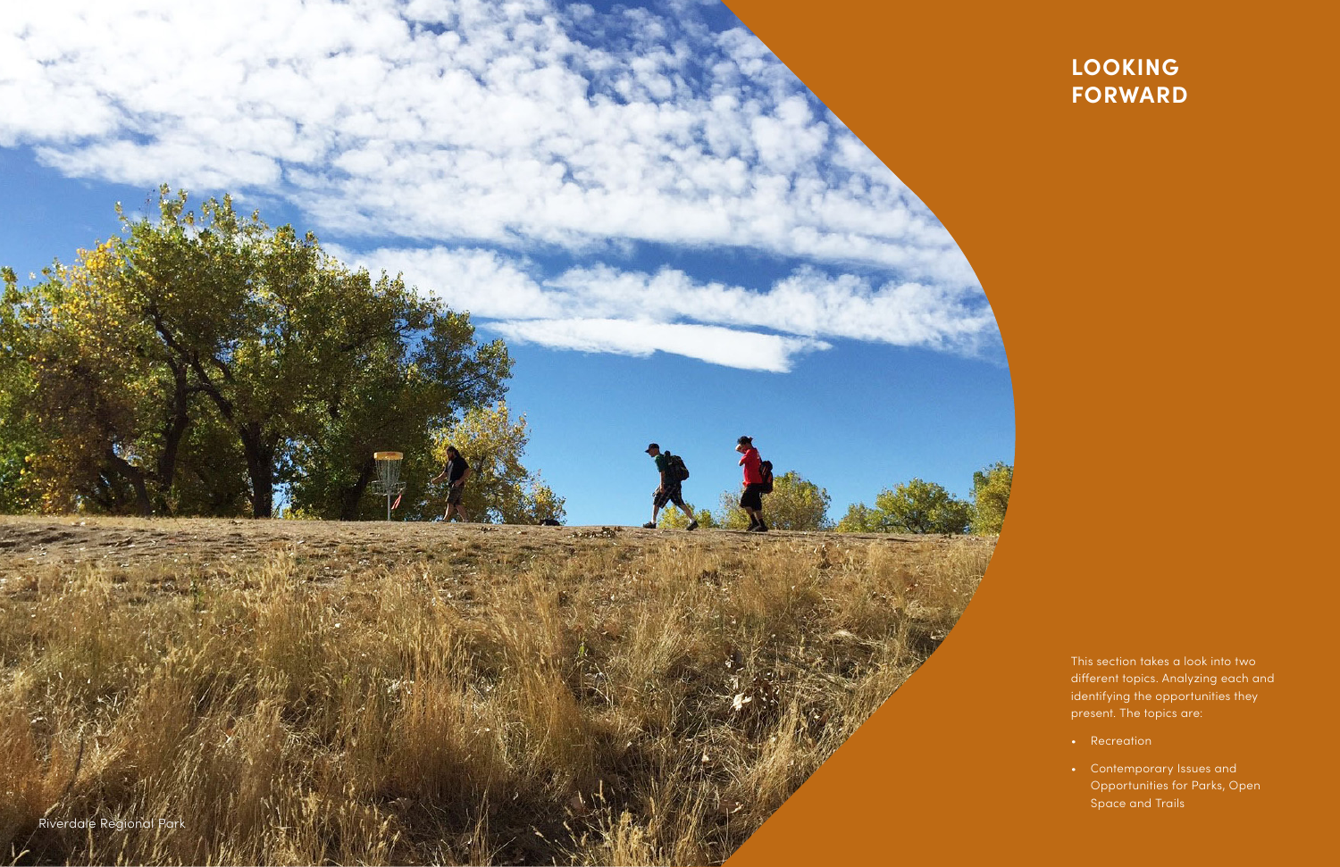# LOOKING FORWARD

Riverdale Regional Park

This section takes a look into two different topics. Analyzing each and identifying the opportunities they present. The topics are:

- Recreation
- Contemporary Issues and Opportunities for Parks, Open Space and Trails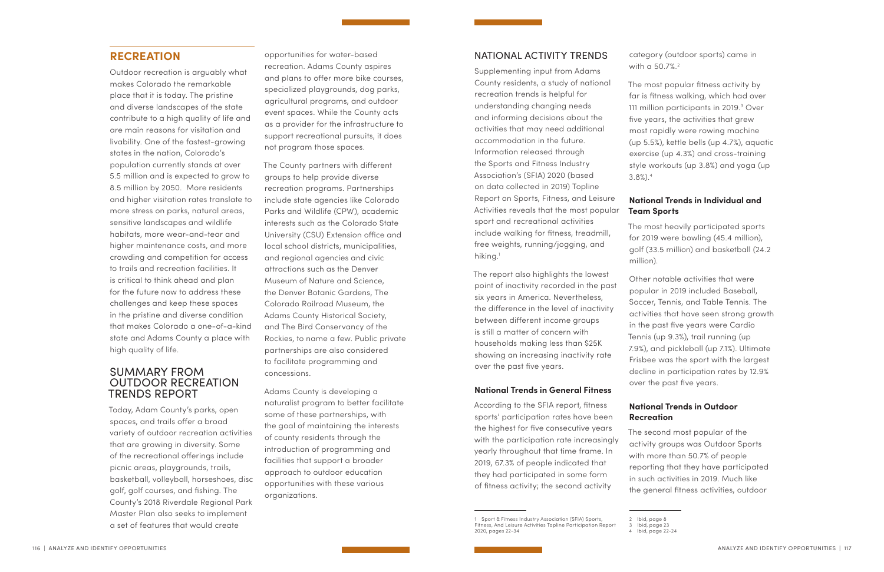## RECREATION

Outdoor recreation is arguably what makes Colorado the remarkable place that it is today. The pristine and diverse landscapes of the state contribute to a high quality of life and are main reasons for visitation and livability. One of the fastest-growing states in the nation, Colorado's population currently stands at over 5.5 million and is expected to grow to 8.5 million by 2050. More residents and higher visitation rates translate to more stress on parks, natural areas, sensitive landscapes and wildlife habitats, more wear-and-tear and higher maintenance costs, and more crowding and competition for access to trails and recreation facilities. It is critical to think ahead and plan for the future now to address these challenges and keep these spaces in the pristine and diverse condition that makes Colorado a one-of-a-kind state and Adams County a place with high quality of life.

### SUMMARY FROM OUTDOOR RECREATION TRENDS REPORT

Today, Adam County's parks, open spaces, and trails offer a broad variety of outdoor recreation activities that are growing in diversity. Some of the recreational offerings include picnic areas, playgrounds, trails, basketball, volleyball, horseshoes, disc golf, golf courses, and fishing. The County's 2018 Riverdale Regional Park Master Plan also seeks to implement a set of features that would create opportunities for water-based recreation. Adams County aspires and plans to offer more bike courses, specialized playgrounds, dog parks, agricultural programs, and outdoor event spaces. While the County acts as a provider for the infrastructure to support recreational pursuits, it does not program those spaces.

The County partners with different groups to help provide diverse recreation programs. Partnerships include state agencies like Colorado Parks and Wildlife (CPW), academic interests such as the Colorado State University (CSU) Extension office and local school districts, municipalities, and regional agencies and civic attractions such as the Denver Museum of Nature and Science, the Denver Botanic Gardens, The Colorado Railroad Museum, the Adams County Historical Society, and The Bird Conservancy of the Rockies, to name a few. Public private partnerships are also considered to facilitate programming and concessions.

Adams County is developing a naturalist program to better facilitate some of these partnerships, with the goal of maintaining the interests of county residents through the introduction of programming and facilities that support a broader approach to outdoor education opportunities with these various organizations.

### NATIONAL ACTIVITY TRENDS

Supplementing input from Adams County residents, a study of national recreation trends is helpful for understanding changing needs and informing decisions about the activities that may need additional accommodation in the future. Information released through the Sports and Fitness Industry Association's (SFIA) 2020 (based on data collected in 2019) Topline Report on Sports, Fitness, and Leisure Activities reveals that the most popular sport and recreational activities include walking for fitness, treadmill, free weights, running/jogging, and hiking.[1]

The report also highlights the lowest point of inactivity recorded in the past six years in America. Nevertheless, the difference in the level of inactivity between different income groups is still a matter of concern with households making less than $25K showing an increasing inactivity rate over the past five years.

#### National Trends in General Fitness

According to the SFIA report, fitness sports' participation rates have been the highest for five consecutive years with the participation rate increasingly yearly throughout that time frame. In 2019, 67.3% of people indicated that they had participated in some form of fitness activity; the second activity category (outdoor sports) came in with a 50.7%.[2]

The most popular fitness activity by far is fitness walking, which had over 111 million participants in 2019.[3] Over five years, the activities that grew most rapidly were rowing machine (up 5.5%), kettle bells (up 4.7%), aquatic exercise (up 4.3%) and cross-training style workouts (up 3.8%) and yoga (up 3.8%).[4]

#### National Trends in Individual and Team Sports

The most heavily participated sports for 2019 were bowling (45.4 million), golf (33.5 million) and basketball (24.2 million).

Other notable activities that were popular in 2019 included Baseball, Soccer, Tennis, and Table Tennis. The activities that have seen strong growth in the past five years were Cardio Tennis (up 9.3%), trail running (up 7.9%), and pickleball (up 7.1%). Ultimate Frisbee was the sport with the largest decline in participation rates by 12.9% over the past five years.

#### National Trends in Outdoor Recreation

The second most popular of the activity groups was Outdoor Sports with more than 50.7% of people reporting that they have participated in such activities in 2019. Much like the general fitness activities, outdoor

---

1 Sport & Fitness Industry Association (SFIA) Sports, Fitness, And Leisure Activities Topline Participation Report 2020, pages 22-34

2 Ibid, page 8

3 Ibid, page 23

4 Ibid, page 22-24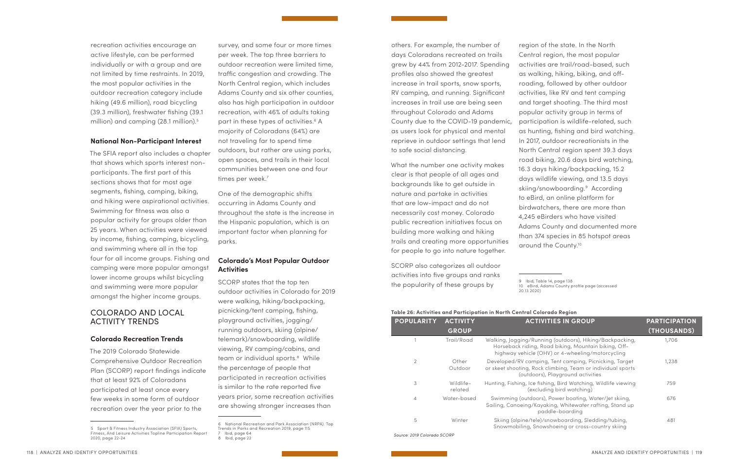recreation activities encourage an active lifestyle, can be performed individually or with a group and are not limited by time restraints. In 2019, the most popular activities in the outdoor recreation category include hiking (49.6 million), road bicycling (39.3 million), freshwater fishing (39.1 million) and camping (28.1 million).[5]

### National Non-Participant Interest

The SFIA report also includes a chapter that shows which sports interest non-participants. The first part of this sections shows that for most age segments, fishing, camping, biking, and hiking were aspirational activities. Swimming for fitness was also a popular activity for groups older than 25 years. When activities were viewed by income, fishing, camping, bicycling, and swimming where all in the top four for all income groups. Fishing and camping were more popular amongst lower income groups whilst bicycling and swimming were more popular amongst the higher income groups.

## COLORADO AND LOCAL ACTIVITY TRENDS

### Colorado Recreation Trends

The 2019 Colorado Statewide Comprehensive Outdoor Recreation Plan (SCORP) report findings indicate that at least 92% of Coloradans participated at least once every few weeks in some form of outdoor recreation over the year prior to the survey, and some four or more times per week. The top three barriers to outdoor recreation were limited time, traffic congestion and crowding. The North Central region, which includes Adams County and six other counties, also has high participation in outdoor recreation, with 46% of adults taking part in these types of activities.[6] A majority of Coloradans (64%) are not traveling far to spend time outdoors, but rather are using parks, open spaces, and trails in their local communities between one and four times per week.[7]

One of the demographic shifts occurring in Adams County and throughout the state is the increase in the Hispanic population, which is an important factor when planning for parks.

### Colorado's Most Popular Outdoor Activities

SCORP states that the top ten outdoor activities in Colorado for 2019 were walking, hiking/backpacking, picnicking/tent camping, fishing, playground activities, jogging/running outdoors, skiing (alpine/telemark)/snowboarding, wildlife viewing, RV camping/cabins, and team or individual sports.[8] While the percentage of people that participated in recreation activities is similar to the rate reported five years prior, some recreation activities are showing stronger increases than others. For example, the number of days Coloradans recreated on trails grew by 44% from 2012-2017. Spending profiles also showed the greatest increase in trail sports, snow sports, RV camping, and running. Significant increases in trail use are being seen throughout Colorado and Adams County due to the COVID-19 pandemic, as users look for physical and mental reprieve in outdoor settings that lend to safe social distancing.

What the number one activity makes clear is that people of all ages and backgrounds like to get outside in nature and partake in activities that are low-impact and do not necessarily cost money. Colorado public recreation initiatives focus on building more walking and hiking trails and creating more opportunities for people to go into nature together.

SCORP also categorizes all outdoor activities into five groups and ranks the popularity of these groups by region of the state. In the North Central region, the most popular activities are trail/road-based, such as walking, hiking, biking, and off-roading, followed by other outdoor activities, like RV and tent camping and target shooting. The third most popular activity group in terms of participation is wildlife-related, such as hunting, fishing and bird watching. In 2017, outdoor recreationists in the North Central region spent 39.3 days road biking, 20.6 days bird watching, 16.3 days hiking/backpacking, 15.2 days wildlife viewing, and 13.5 days skiing/snowboarding.[9] According to eBird, an online platform for birdwatchers, there are more than 4,245 eBirders who have visited Adams County and documented more than 374 species in 85 hotspot areas around the County.[10]

**Table 26: Activities and Participation in North Central Colorado Region**

| POPULARITY | ACTIVITY GROUP | ACTIVITIES IN GROUP | PARTICIPATION (THOUSANDS) |
|---|---|---|---|
| 1 | Trail/Road | Walking, Jogging/Running (outdoors), Hiking/Backpacking, Horseback riding, Road biking, Mountain biking, Off-highway vehicle (OHV) or 4-wheeling/motorcycling | 1,706 |
| 2 | Other Outdoor | Developed/RV camping, Tent camping, Picnicking, Target or skeet shooting, Rock climbing, Team or individual sports (outdoors), Playground activities | 1,238 |
| 3 | Wildlife-related | Hunting, Fishing, Ice fishing, Bird Watching, Wildlife viewing (excluding bird watching) | 759 |
| 4 | Water-based | Swimming (outdoors), Power boating, Water/Jet skiing, Sailing, Canoeing/Kayaking, Whitewater rafting, Stand up paddle-boarding | 676 |
| 5 | Winter | Skiing (alpine/tele)/snowboarding, Sledding/tubing, Snowmobiling, Snowshoeing or cross-country skiing | 481 |

*Source: 2019 Colorado SCORP*

5 Sport & Fitness Industry Association (SFIA) Sports, Fitness, And Leisure Activities Topline Participation Report 2020, page 22-24

6 National Recreation and Park Association (NRPA). Top Trends in Parks and Recreation 2019, page 115

7 Ibid, page 64

8 Ibid, page 22

9 Ibid, Table 14, page 138

10 eBird, Adams County profile page (accessed 20.13.2020)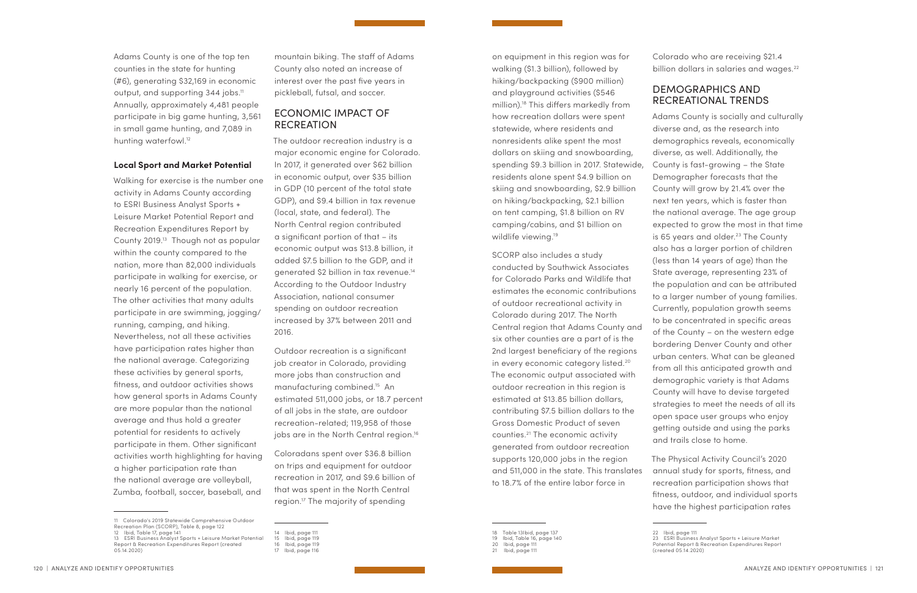Adams County is one of the top ten counties in the state for hunting (#6), generating $32,169 in economic output, and supporting 344 jobs.[11] Annually, approximately 4,481 people participate in big game hunting, 3,561 in small game hunting, and 7,089 in hunting waterfowl.[12]

**Local Sport and Market Potential**

Walking for exercise is the number one activity in Adams County according to ESRI Business Analyst Sports + Leisure Market Potential Report and Recreation Expenditures Report by County 2019.[13] Though not as popular within the county compared to the nation, more than 82,000 individuals participate in walking for exercise, or nearly 16 percent of the population. The other activities that many adults participate in are swimming, jogging/running, camping, and hiking. Nevertheless, not all these activities have participation rates higher than the national average. Categorizing these activities by general sports, fitness, and outdoor activities shows how general sports in Adams County are more popular than the national average and thus hold a greater potential for residents to actively participate in them. Other significant activities worth highlighting for having a higher participation rate than the national average are volleyball, Zumba, football, soccer, baseball, and mountain biking. The staff of Adams County also noted an increase of interest over the past five years in pickleball, futsal, and soccer.

## ECONOMIC IMPACT OF RECREATION

The outdoor recreation industry is a major economic engine for Colorado. In 2017, it generated over $62 billion in economic output, over $35 billion in GDP (10 percent of the total state GDP), and $9.4 billion in tax revenue (local, state, and federal). The North Central region contributed a significant portion of that – its economic output was $13.8 billion, it added $7.5 billion to the GDP, and it generated $2 billion in tax revenue.[14] According to the Outdoor Industry Association, national consumer spending on outdoor recreation increased by 37% between 2011 and 2016.

Outdoor recreation is a significant job creator in Colorado, providing more jobs than construction and manufacturing combined.[15] An estimated 511,000 jobs, or 18.7 percent of all jobs in the state, are outdoor recreation-related; 119,958 of those jobs are in the North Central region.[16]

Coloradans spent over $36.8 billion on trips and equipment for outdoor recreation in 2017, and $9.6 billion of that was spent in the North Central region.[17] The majority of spending on equipment in this region was for walking ($1.3 billion), followed by hiking/backpacking ($900 million) and playground activities ($546 million).[18] This differs markedly from how recreation dollars were spent statewide, where residents and nonresidents alike spent the most dollars on skiing and snowboarding, spending $9.3 billion in 2017. Statewide, residents alone spent $4.9 billion on skiing and snowboarding, $2.9 billion on hiking/backpacking, $2.1 billion on tent camping, $1.8 billion on RV camping/cabins, and $1 billion on wildlife viewing.[19]

SCORP also includes a study conducted by Southwick Associates for Colorado Parks and Wildlife that estimates the economic contributions of outdoor recreational activity in Colorado during 2017. The North Central region that Adams County and six other counties are a part of is the 2nd largest beneficiary of the regions in every economic category listed.[20] The economic output associated with outdoor recreation in this region is estimated at $13.85 billion dollars, contributing $7.5 billion dollars to the Gross Domestic Product of seven counties.[21] The economic activity generated from outdoor recreation supports 120,000 jobs in the region and 511,000 in the state. This translates to 18.7% of the entire labor force in Colorado who are receiving $21.4 billion dollars in salaries and wages.[22]

## DEMOGRAPHICS AND RECREATIONAL TRENDS

Adams County is socially and culturally diverse and, as the research into demographics reveals, economically diverse, as well. Additionally, the County is fast-growing – the State Demographer forecasts that the County will grow by 21.4% over the next ten years, which is faster than the national average. The age group expected to grow the most in that time is 65 years and older.[23] The County also has a larger portion of children (less than 14 years of age) than the State average, representing 23% of the population and can be attributed to a larger number of young families. Currently, population growth seems to be concentrated in specific areas of the County – on the western edge bordering Denver County and other urban centers. What can be gleaned from all this anticipated growth and demographic variety is that Adams County will have to devise targeted strategies to meet the needs of all its open space user groups who enjoy getting outside and using the parks and trails close to home.

The Physical Activity Council's 2020 annual study for sports, fitness, and recreation participation shows that fitness, outdoor, and individual sports have the highest participation rates

---

11 Colorado's 2019 Statewide Comprehensive Outdoor Recreation Plan (SCORP), Table 8, page 122

12 Ibid, Table 17, page 141

13 ESRI Business Analyst Sports + Leisure Market Potential Report & Recreation Expenditures Report (created 05.14.2020)

14 Ibid, page 111

15 Ibid, page 119

16 Ibid, page 119

17 Ibid, page 116

18 Table 13Ibid, page 137

19 Ibid, Table 16, page 140

20 Ibid, page 111

21 Ibid, page 111

22 Ibid, page 111

23 ESRI Business Analyst Sports + Leisure Market Potential Report & Recreation Expenditures Report (created 05.14.2020)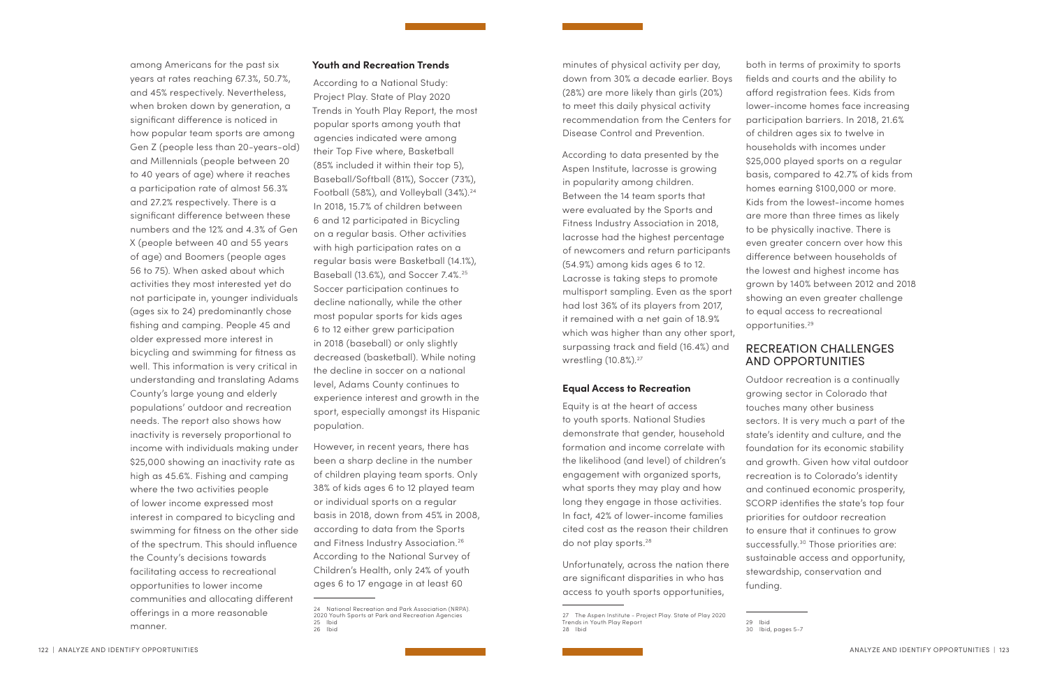among Americans for the past six years at rates reaching 67.3%, 50.7%, and 45% respectively. Nevertheless, when broken down by generation, a significant difference is noticed in how popular team sports are among Gen Z (people less than 20-years-old) and Millennials (people between 20 to 40 years of age) where it reaches a participation rate of almost 56.3% and 27.2% respectively. There is a significant difference between these numbers and the 12% and 4.3% of Gen X (people between 40 and 55 years of age) and Boomers (people ages 56 to 75). When asked about which activities they most interested yet do not participate in, younger individuals (ages six to 24) predominantly chose fishing and camping. People 45 and older expressed more interest in bicycling and swimming for fitness as well. This information is very critical in understanding and translating Adams County's large young and elderly populations' outdoor and recreation needs. The report also shows how inactivity is reversely proportional to income with individuals making under $25,000 showing an inactivity rate as high as 45.6%. Fishing and camping where the two activities people of lower income expressed most interest in compared to bicycling and swimming for fitness on the other side of the spectrum. This should influence the County's decisions towards facilitating access to recreational opportunities to lower income communities and allocating different offerings in a more reasonable manner.

**Youth and Recreation Trends**

According to a National Study: Project Play. State of Play 2020 Trends in Youth Play Report, the most popular sports among youth that agencies indicated were among their Top Five where, Basketball (85% included it within their top 5), Baseball/Softball (81%), Soccer (73%), Football (58%), and Volleyball (34%).[24] In 2018, 15.7% of children between 6 and 12 participated in Bicycling on a regular basis. Other activities with high participation rates on a regular basis were Basketball (14.1%), Baseball (13.6%), and Soccer 7.4%.[25] Soccer participation continues to decline nationally, while the other most popular sports for kids ages 6 to 12 either grew participation in 2018 (baseball) or only slightly decreased (basketball). While noting the decline in soccer on a national level, Adams County continues to experience interest and growth in the sport, especially amongst its Hispanic population.

However, in recent years, there has been a sharp decline in the number of children playing team sports. Only 38% of kids ages 6 to 12 played team or individual sports on a regular basis in 2018, down from 45% in 2008, according to data from the Sports and Fitness Industry Association.[26] According to the National Survey of Children's Health, only 24% of youth ages 6 to 17 engage in at least 60 minutes of physical activity per day, down from 30% a decade earlier. Boys (28%) are more likely than girls (20%) to meet this daily physical activity recommendation from the Centers for Disease Control and Prevention.

According to data presented by the Aspen Institute, lacrosse is growing in popularity among children. Between the 14 team sports that were evaluated by the Sports and Fitness Industry Association in 2018, lacrosse had the highest percentage of newcomers and return participants (54.9%) among kids ages 6 to 12. Lacrosse is taking steps to promote multisport sampling. Even as the sport had lost 36% of its players from 2017, it remained with a net gain of 18.9% which was higher than any other sport, surpassing track and field (16.4%) and wrestling (10.8%).[27]

**Equal Access to Recreation**

Equity is at the heart of access to youth sports. National Studies demonstrate that gender, household formation and income correlate with the likelihood (and level) of children's engagement with organized sports, what sports they may play and how long they engage in those activities. In fact, 42% of lower-income families cited cost as the reason their children do not play sports.[28]

Unfortunately, across the nation there are significant disparities in who has access to youth sports opportunities, both in terms of proximity to sports fields and courts and the ability to afford registration fees. Kids from lower-income homes face increasing participation barriers. In 2018, 21.6% of children ages six to twelve in households with incomes under $25,000 played sports on a regular basis, compared to 42.7% of kids from homes earning $100,000 or more. Kids from the lowest-income homes are more than three times as likely to be physically inactive. There is even greater concern over how this difference between households of the lowest and highest income has grown by 140% between 2012 and 2018 showing an even greater challenge to equal access to recreational opportunities.[29]

## RECREATION CHALLENGES AND OPPORTUNITIES

Outdoor recreation is a continually growing sector in Colorado that touches many other business sectors. It is very much a part of the state's identity and culture, and the foundation for its economic stability and growth. Given how vital outdoor recreation is to Colorado's identity and continued economic prosperity, SCORP identifies the state's top four priorities for outdoor recreation to ensure that it continues to grow successfully.[30] Those priorities are: sustainable access and opportunity, stewardship, conservation and funding.

---

24 National Recreation and Park Association (NRPA). 2020 Youth Sports at Park and Recreation Agencies
25 Ibid
26 Ibid
27 The Aspen Institute - Project Play. State of Play 2020 Trends in Youth Play Report
28 Ibid
29 Ibid
30 Ibid, pages 5-7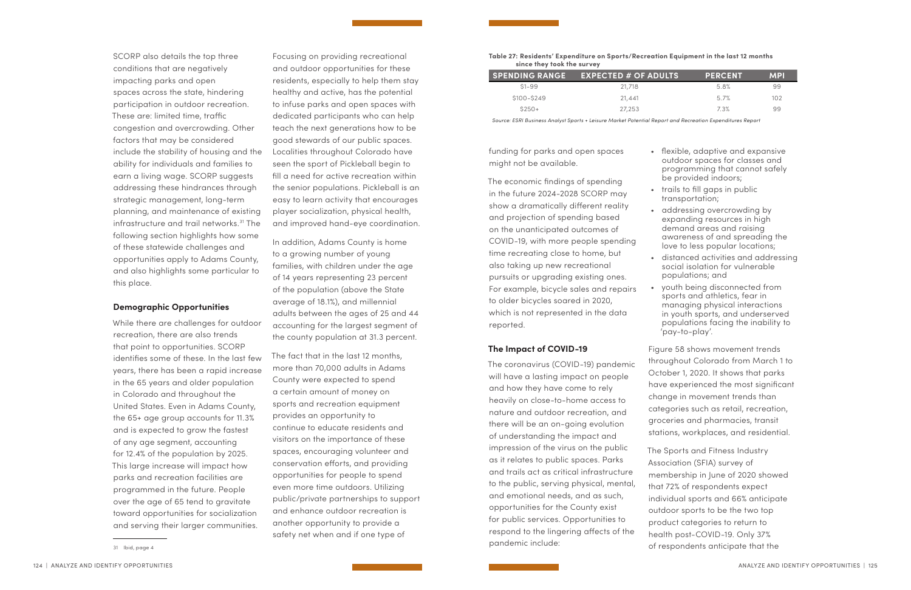SCORP also details the top three conditions that are negatively impacting parks and open spaces across the state, hindering participation in outdoor recreation. These are: limited time, traffic congestion and overcrowding. Other factors that may be considered include the stability of housing and the ability for individuals and families to earn a living wage. SCORP suggests addressing these hindrances through strategic management, long-term planning, and maintenance of existing infrastructure and trail networks.[31] The following section highlights how some of these statewide challenges and opportunities apply to Adams County, and also highlights some particular to this place.

### Demographic Opportunities

While there are challenges for outdoor recreation, there are also trends that point to opportunities. SCORP identifies some of these. In the last few years, there has been a rapid increase in the 65 years and older population in Colorado and throughout the United States. Even in Adams County, the 65+ age group accounts for 11.3% and is expected to grow the fastest of any age segment, accounting for 12.4% of the population by 2025. This large increase will impact how parks and recreation facilities are programmed in the future. People over the age of 65 tend to gravitate toward opportunities for socialization and serving their larger communities.

Focusing on providing recreational and outdoor opportunities for these residents, especially to help them stay healthy and active, has the potential to infuse parks and open spaces with dedicated participants who can help teach the next generations how to be good stewards of our public spaces. Localities throughout Colorado have seen the sport of Pickleball begin to fill a need for active recreation within the senior populations. Pickleball is an easy to learn activity that encourages player socialization, physical health, and improved hand-eye coordination.

In addition, Adams County is home to a growing number of young families, with children under the age of 14 years representing 23 percent of the population (above the State average of 18.1%), and millennial adults between the ages of 25 and 44 accounting for the largest segment of the county population at 31.3 percent.

The fact that in the last 12 months, more than 70,000 adults in Adams County were expected to spend a certain amount of money on sports and recreation equipment provides an opportunity to continue to educate residents and visitors on the importance of these spaces, encouraging volunteer and conservation efforts, and providing opportunities for people to spend even more time outdoors. Utilizing public/private partnerships to support and enhance outdoor recreation is another opportunity to provide a safety net when and if one type of funding for parks and open spaces might not be available.

**Table 27: Residents' Expenditure on Sports/Recreation Equipment in the last 12 months since they took the survey**

| SPENDING RANGE | EXPECTED # OF ADULTS | PERCENT | MPI |
|---|---|---|---|
| $1-99 | 21,718 | 5.8% | 99 |
| $100-$249 | 21,441 | 5.7% | 102 |
| $250+ | 27,253 | 7.3% | 99 |

*Source: ESRI Business Analyst Sports + Leisure Market Potential Report and Recreation Expenditures Report*

The economic findings of spending in the future 2024-2028 SCORP may show a dramatically different reality and projection of spending based on the unanticipated outcomes of COVID-19, with more people spending time recreating close to home, but also taking up new recreational pursuits or upgrading existing ones. For example, bicycle sales and repairs to older bicycles soared in 2020, which is not represented in the data reported.

### The Impact of COVID-19

The coronavirus (COVID-19) pandemic will have a lasting impact on people and how they have come to rely heavily on close-to-home access to nature and outdoor recreation, and there will be an on-going evolution of understanding the impact and impression of the virus on the public as it relates to public spaces. Parks and trails act as critical infrastructure to the public, serving physical, mental, and emotional needs, and as such, opportunities for the County exist for public services. Opportunities to respond to the lingering affects of the pandemic include:

- flexible, adaptive and expansive outdoor spaces for classes and programming that cannot safely be provided indoors;
- trails to fill gaps in public transportation;
- addressing overcrowding by expanding resources in high demand areas and raising awareness of and spreading the love to less popular locations;
- distanced activities and addressing social isolation for vulnerable populations; and
- youth being disconnected from sports and athletics, fear in managing physical interactions in youth sports, and underserved populations facing the inability to 'pay-to-play'.

Figure 58 shows movement trends throughout Colorado from March 1 to October 1, 2020. It shows that parks have experienced the most significant change in movement trends than categories such as retail, recreation, groceries and pharmacies, transit stations, workplaces, and residential.

The Sports and Fitness Industry Association (SFIA) survey of membership in June of 2020 showed that 72% of respondents expect individual sports and 66% anticipate outdoor sports to be the two top product categories to return to health post-COVID-19. Only 37% of respondents anticipate that the

---

31 Ibid, page 4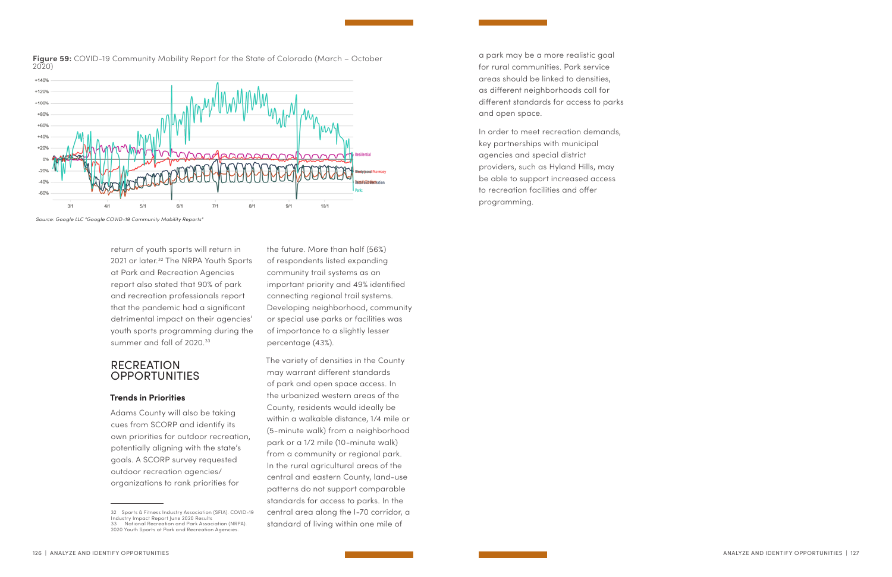**Figure 59:** COVID-19 Community Mobility Report for the State of Colorado (March – October 2020)

*Source: Google LLC "Google COVID-19 Community Mobility Reports"*

return of youth sports will return in 2021 or later.[32] The NRPA Youth Sports at Park and Recreation Agencies report also stated that 90% of park and recreation professionals report that the pandemic had a significant detrimental impact on their agencies' youth sports programming during the summer and fall of 2020.[33]

## RECREATION OPPORTUNITIES

### Trends in Priorities

Adams County will also be taking cues from SCORP and identify its own priorities for outdoor recreation, potentially aligning with the state's goals. A SCORP survey requested outdoor recreation agencies/ organizations to rank priorities for the future. More than half (56%) of respondents listed expanding community trail systems as an important priority and 49% identified connecting regional trail systems. Developing neighborhood, community or special use parks or facilities was of importance to a slightly lesser percentage (43%).

The variety of densities in the County may warrant different standards of park and open space access. In the urbanized western areas of the County, residents would ideally be within a walkable distance, 1/4 mile or (5-minute walk) from a neighborhood park or a 1/2 mile (10-minute walk) from a community or regional park. In the rural agricultural areas of the central and eastern County, land-use patterns do not support comparable standards for access to parks. In the central area along the I-70 corridor, a standard of living within one mile of a park may be a more realistic goal for rural communities. Park service areas should be linked to densities, as different neighborhoods call for different standards for access to parks and open space.

In order to meet recreation demands, key partnerships with municipal agencies and special district providers, such as Hyland Hills, may be able to support increased access to recreation facilities and offer programming.

32 Sports & Fitness Industry Association (SFIA). COVID-19 Industry Impact Report June 2020 Results

33 National Recreation and Park Association (NRPA). 2020 Youth Sports at Park and Recreation Agencies.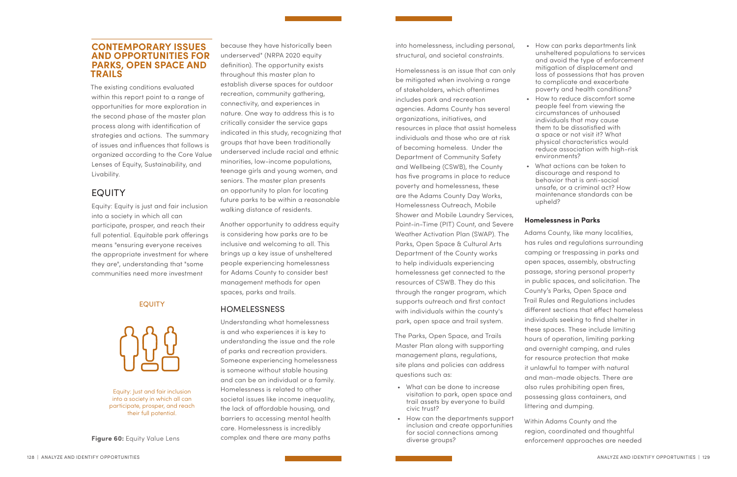## CONTEMPORARY ISSUES AND OPPORTUNITIES FOR PARKS, OPEN SPACE AND TRAILS

The existing conditions evaluated within this report point to a range of opportunities for more exploration in the second phase of the master plan process along with identification of strategies and actions. The summary of issues and influences that follows is organized according to the Core Value Lenses of Equity, Sustainability, and Livability.

## EQUITY

Equity: Equity is just and fair inclusion into a society in which all can participate, prosper, and reach their full potential. Equitable park offerings means "ensuring everyone receives the appropriate investment for where they are", understanding that "some communities need more investment because they have historically been underserved" (NRPA 2020 equity definition). The opportunity exists throughout this master plan to establish diverse spaces for outdoor recreation, community gathering, connectivity, and experiences in nature. One way to address this is to critically consider the service gaps indicated in this study, recognizing that groups that have been traditionally underserved include racial and ethnic minorities, low-income populations, teenage girls and young women, and seniors. The master plan presents an opportunity to plan for locating future parks to be within a reasonable walking distance of residents.

EQUITY

Equity: Just and fair inclusion into a society in which all can participate, prosper, and reach their full potential.

**Figure 60:** Equity Value Lens

Another opportunity to address equity is considering how parks are to be inclusive and welcoming to all. This brings up a key issue of unsheltered people experiencing homelessness for Adams County to consider best management methods for open spaces, parks and trails.

### HOMELESSNESS

Understanding what homelessness is and who experiences it is key to understanding the issue and the role of parks and recreation providers. Someone experiencing homelessness is someone without stable housing and can be an individual or a family. Homelessness is related to other societal issues like income inequality, the lack of affordable housing, and barriers to accessing mental health care. Homelessness is incredibly complex and there are many paths into homelessness, including personal, structural, and societal constraints.

Homelessness is an issue that can only be mitigated when involving a range of stakeholders, which oftentimes includes park and recreation agencies. Adams County has several organizations, initiatives, and resources in place that assist homeless individuals and those who are at risk of becoming homeless. Under the Department of Community Safety and Wellbeing (CSWB), the County has five programs in place to reduce poverty and homelessness, these are the Adams County Day Works, Homelessness Outreach, Mobile Shower and Mobile Laundry Services, Point-in-Time (PIT) Count, and Severe Weather Activation Plan (SWAP). The Parks, Open Space & Cultural Arts Department of the County works to help individuals experiencing homelessness get connected to the resources of CSWB. They do this through the ranger program, which supports outreach and first contact with individuals within the county's park, open space and trail system.

The Parks, Open Space, and Trails Master Plan along with supporting management plans, regulations, site plans and policies can address questions such as:

- What can be done to increase visitation to park, open space and trail assets by everyone to build civic trust?
- How can the departments support inclusion and create opportunities for social connections among diverse groups?
- How can parks departments link unsheltered populations to services and avoid the type of enforcement mitigation of displacement and loss of possessions that has proven to complicate and exacerbate poverty and health conditions?
- How to reduce discomfort some people feel from viewing the circumstances of unhoused individuals that may cause them to be dissatisfied with a space or not visit it? What physical characteristics would reduce association with high-risk environments?
- What actions can be taken to discourage and respond to behavior that is anti-social unsafe, or a criminal act? How maintenance standards can be upheld?

**Homelessness in Parks**

Adams County, like many localities, has rules and regulations surrounding camping or trespassing in parks and open spaces, assembly, obstructing passage, storing personal property in public spaces, and solicitation. The County's Parks, Open Space and Trail Rules and Regulations includes different sections that effect homeless individuals seeking to find shelter in these spaces. These include limiting hours of operation, limiting parking and overnight camping, and rules for resource protection that make it unlawful to tamper with natural and man-made objects. There are also rules prohibiting open fires, possessing glass containers, and littering and dumping.

Within Adams County and the region, coordinated and thoughtful enforcement approaches are needed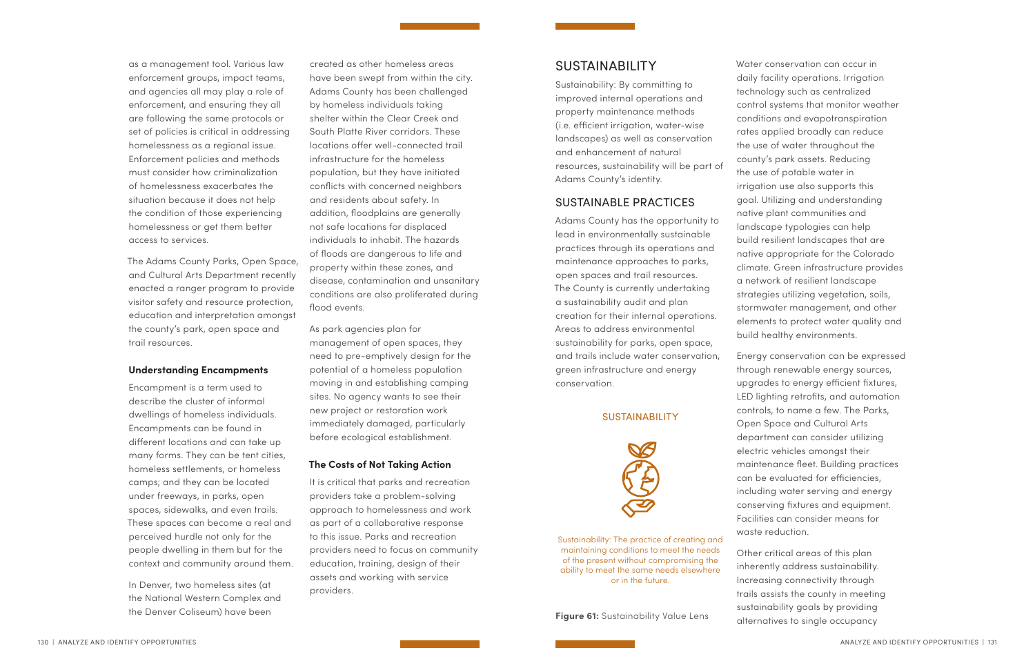as a management tool. Various law enforcement groups, impact teams, and agencies all may play a role of enforcement, and ensuring they all are following the same protocols or set of policies is critical in addressing homelessness as a regional issue. Enforcement policies and methods must consider how criminalization of homelessness exacerbates the situation because it does not help the condition of those experiencing homelessness or get them better access to services.

The Adams County Parks, Open Space, and Cultural Arts Department recently enacted a ranger program to provide visitor safety and resource protection, education and interpretation amongst the county's park, open space and trail resources.

**Understanding Encampments**

Encampment is a term used to describe the cluster of informal dwellings of homeless individuals. Encampments can be found in different locations and can take up many forms. They can be tent cities, homeless settlements, or homeless camps; and they can be located under freeways, in parks, open spaces, sidewalks, and even trails. These spaces can become a real and perceived hurdle not only for the people dwelling in them but for the context and community around them.

In Denver, two homeless sites (at the National Western Complex and the Denver Coliseum) have been created as other homeless areas have been swept from within the city. Adams County has been challenged by homeless individuals taking shelter within the Clear Creek and South Platte River corridors. These locations offer well-connected trail infrastructure for the homeless population, but they have initiated conflicts with concerned neighbors and residents about safety. In addition, floodplains are generally not safe locations for displaced individuals to inhabit. The hazards of floods are dangerous to life and property within these zones, and disease, contamination and unsanitary conditions are also proliferated during flood events.

As park agencies plan for management of open spaces, they need to pre-emptively design for the potential of a homeless population moving in and establishing camping sites. No agency wants to see their new project or restoration work immediately damaged, particularly before ecological establishment.

**The Costs of Not Taking Action**

It is critical that parks and recreation providers take a problem-solving approach to homelessness and work as part of a collaborative response to this issue. Parks and recreation providers need to focus on community education, training, design of their assets and working with service providers.

## SUSTAINABILITY

Sustainability: By committing to improved internal operations and property maintenance methods (i.e. efficient irrigation, water-wise landscapes) as well as conservation and enhancement of natural resources, sustainability will be part of Adams County's identity.

## SUSTAINABLE PRACTICES

Adams County has the opportunity to lead in environmentally sustainable practices through its operations and maintenance approaches to parks, open spaces and trail resources. The County is currently undertaking a sustainability audit and plan creation for their internal operations. Areas to address environmental sustainability for parks, open space, and trails include water conservation, green infrastructure and energy conservation.

SUSTAINABILITY

Sustainability: The practice of creating and maintaining conditions to meet the needs of the present without compromising the ability to meet the same needs elsewhere or in the future.

**Figure 61:** Sustainability Value Lens

Water conservation can occur in daily facility operations. Irrigation technology such as centralized control systems that monitor weather conditions and evapotranspiration rates applied broadly can reduce the use of water throughout the county's park assets. Reducing the use of potable water in irrigation use also supports this goal. Utilizing and understanding native plant communities and landscape typologies can help build resilient landscapes that are native appropriate for the Colorado climate. Green infrastructure provides a network of resilient landscape strategies utilizing vegetation, soils, stormwater management, and other elements to protect water quality and build healthy environments.

Energy conservation can be expressed through renewable energy sources, upgrades to energy efficient fixtures, LED lighting retrofits, and automation controls, to name a few. The Parks, Open Space and Cultural Arts department can consider utilizing electric vehicles amongst their maintenance fleet. Building practices can be evaluated for efficiencies, including water serving and energy conserving fixtures and equipment. Facilities can consider means for waste reduction.

Other critical areas of this plan inherently address sustainability. Increasing connectivity through trails assists the county in meeting sustainability goals by providing alternatives to single occupancy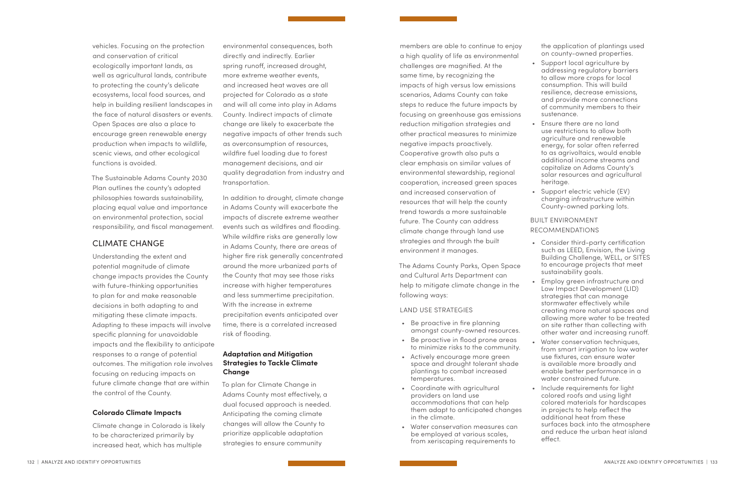vehicles. Focusing on the protection and conservation of critical ecologically important lands, as well as agricultural lands, contribute to protecting the county's delicate ecosystems, local food sources, and help in building resilient landscapes in the face of natural disasters or events. Open Spaces are also a place to encourage green renewable energy production when impacts to wildlife, scenic views, and other ecological functions is avoided.

The Sustainable Adams County 2030 Plan outlines the county's adopted philosophies towards sustainability, placing equal value and importance on environmental protection, social responsibility, and fiscal management.

## CLIMATE CHANGE

Understanding the extent and potential magnitude of climate change impacts provides the County with future-thinking opportunities to plan for and make reasonable decisions in both adapting to and mitigating these climate impacts. Adapting to these impacts will involve specific planning for unavoidable impacts and the flexibility to anticipate responses to a range of potential outcomes. The mitigation role involves focusing on reducing impacts on future climate change that are within the control of the County.

### Colorado Climate Impacts

Climate change in Colorado is likely to be characterized primarily by increased heat, which has multiple environmental consequences, both directly and indirectly. Earlier spring runoff, increased drought, more extreme weather events, and increased heat waves are all projected for Colorado as a state and will all come into play in Adams County. Indirect impacts of climate change are likely to exacerbate the negative impacts of other trends such as overconsumption of resources, wildfire fuel loading due to forest management decisions, and air quality degradation from industry and transportation.

In addition to drought, climate change in Adams County will exacerbate the impacts of discrete extreme weather events such as wildfires and flooding. While wildfire risks are generally low in Adams County, there are areas of higher fire risk generally concentrated around the more urbanized parts of the County that may see those risks increase with higher temperatures and less summertime precipitation. With the increase in extreme precipitation events anticipated over time, there is a correlated increased risk of flooding.

### Adaptation and Mitigation Strategies to Tackle Climate Change

To plan for Climate Change in Adams County most effectively, a dual focused approach is needed. Anticipating the coming climate changes will allow the County to prioritize applicable adaptation strategies to ensure community members are able to continue to enjoy a high quality of life as environmental challenges are magnified. At the same time, by recognizing the impacts of high versus low emissions scenarios, Adams County can take steps to reduce the future impacts by focusing on greenhouse gas emissions reduction mitigation strategies and other practical measures to minimize negative impacts proactively. Cooperative growth also puts a clear emphasis on similar values of environmental stewardship, regional cooperation, increased green spaces and increased conservation of resources that will help the county trend towards a more sustainable future. The County can address climate change through land use strategies and through the built environment it manages.

The Adams County Parks, Open Space and Cultural Arts Department can help to mitigate climate change in the following ways:

LAND USE STRATEGIES

- Be proactive in fire planning amongst county-owned resources.
- Be proactive in flood prone areas to minimize risks to the community.
- Actively encourage more green space and drought tolerant shade plantings to combat increased temperatures.
- Coordinate with agricultural providers on land use accommodations that can help them adapt to anticipated changes in the climate.
- Water conservation measures can be employed at various scales, from xeriscaping requirements to the application of plantings used on county-owned properties.
- Support local agriculture by addressing regulatory barriers to allow more crops for local consumption. This will build resilience, decrease emissions, and provide more connections of community members to their sustenance.
- Ensure there are no land use restrictions to allow both agriculture and renewable energy, for solar often referred to as agrivoltaics, would enable additional income streams and capitalize on Adams County's solar resources and agricultural heritage.
- Support electric vehicle (EV) charging infrastructure within County-owned parking lots.

BUILT ENVIRONMENT RECOMMENDATIONS

- Consider third-party certification such as LEED, Envision, the Living Building Challenge, WELL, or SITES to encourage projects that meet sustainability goals.
- Employ green infrastructure and Low Impact Development (LID) strategies that can manage stormwater effectively while creating more natural spaces and allowing more water to be treated on site rather than collecting with other water and increasing runoff.
- Water conservation techniques, from smart irrigation to low water use fixtures, can ensure water is available more broadly and enable better performance in a water constrained future.
- Include requirements for light colored roofs and using light colored materials for hardscapes in projects to help reflect the additional heat from these surfaces back into the atmosphere and reduce the urban heat island effect.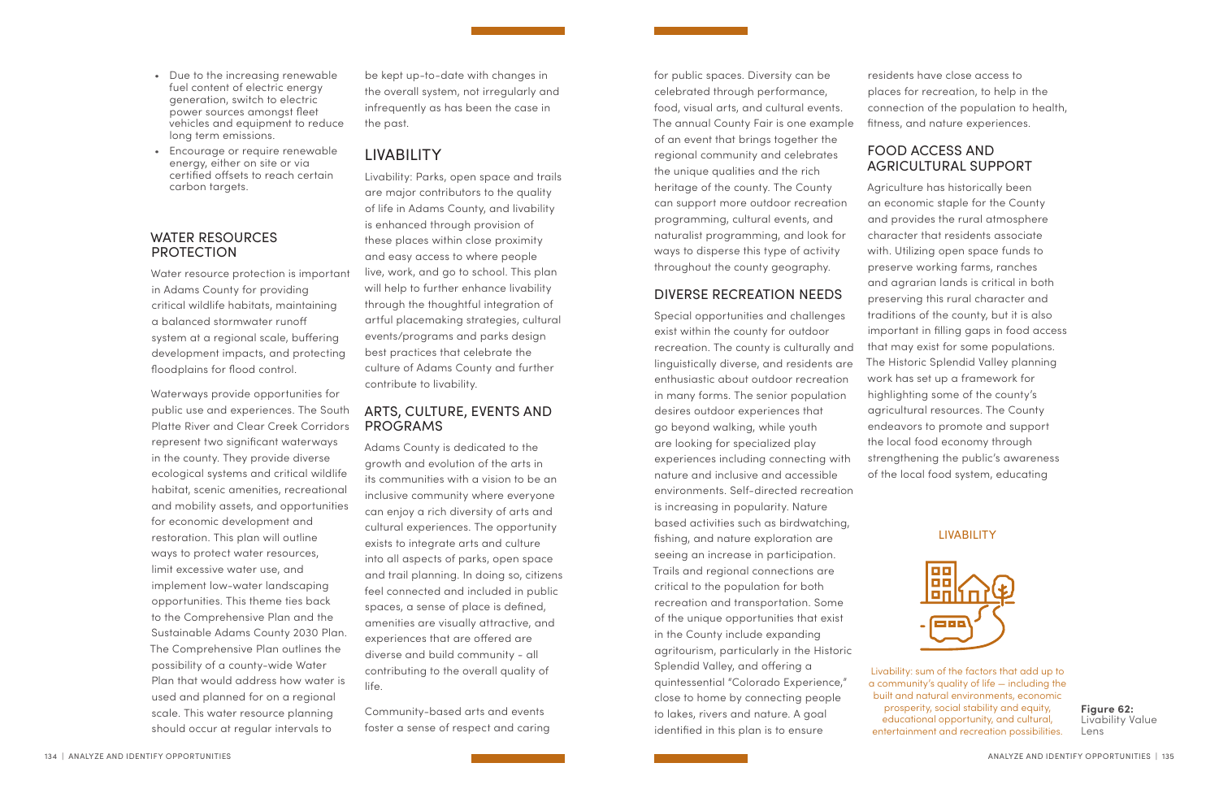- Due to the increasing renewable fuel content of electric energy generation, switch to electric power sources amongst fleet vehicles and equipment to reduce long term emissions.
- Encourage or require renewable energy, either on site or via certified offsets to reach certain carbon targets.

## WATER RESOURCES PROTECTION

Water resource protection is important in Adams County for providing critical wildlife habitats, maintaining a balanced stormwater runoff system at a regional scale, buffering development impacts, and protecting floodplains for flood control.

Waterways provide opportunities for public use and experiences. The South Platte River and Clear Creek Corridors represent two significant waterways in the county. They provide diverse ecological systems and critical wildlife habitat, scenic amenities, recreational and mobility assets, and opportunities for economic development and restoration. This plan will outline ways to protect water resources, limit excessive water use, and implement low-water landscaping opportunities. This theme ties back to the Comprehensive Plan and the Sustainable Adams County 2030 Plan. The Comprehensive Plan outlines the possibility of a county-wide Water Plan that would address how water is used and planned for on a regional scale. This water resource planning should occur at regular intervals to be kept up-to-date with changes in the overall system, not irregularly and infrequently as has been the case in the past.

## LIVABILITY

Livability: Parks, open space and trails are major contributors to the quality of life in Adams County, and livability is enhanced through provision of these places within close proximity and easy access to where people live, work, and go to school. This plan will help to further enhance livability through the thoughtful integration of artful placemaking strategies, cultural events/programs and parks design best practices that celebrate the culture of Adams County and further contribute to livability.

## ARTS, CULTURE, EVENTS AND PROGRAMS

Adams County is dedicated to the growth and evolution of the arts in its communities with a vision to be an inclusive community where everyone can enjoy a rich diversity of arts and cultural experiences. The opportunity exists to integrate arts and culture into all aspects of parks, open space and trail planning. In doing so, citizens feel connected and included in public spaces, a sense of place is defined, amenities are visually attractive, and experiences that are offered are diverse and build community - all contributing to the overall quality of life.

Community-based arts and events foster a sense of respect and caring for public spaces. Diversity can be celebrated through performance, food, visual arts, and cultural events. The annual County Fair is one example of an event that brings together the regional community and celebrates the unique qualities and the rich heritage of the county. The County can support more outdoor recreation programming, cultural events, and naturalist programming, and look for ways to disperse this type of activity throughout the county geography.

## DIVERSE RECREATION NEEDS

Special opportunities and challenges exist within the county for outdoor recreation. The county is culturally and linguistically diverse, and residents are enthusiastic about outdoor recreation in many forms. The senior population desires outdoor experiences that go beyond walking, while youth are looking for specialized play experiences including connecting with nature and inclusive and accessible environments. Self-directed recreation is increasing in popularity. Nature based activities such as birdwatching, fishing, and nature exploration are seeing an increase in participation. Trails and regional connections are critical to the population for both recreation and transportation. Some of the unique opportunities that exist in the County include expanding agritourism, particularly in the Historic Splendid Valley, and offering a quintessential "Colorado Experience," close to home by connecting people to lakes, rivers and nature. A goal identified in this plan is to ensure residents have close access to places for recreation, to help in the connection of the population to health, fitness, and nature experiences.

## FOOD ACCESS AND AGRICULTURAL SUPPORT

Agriculture has historically been an economic staple for the County and provides the rural atmosphere character that residents associate with. Utilizing open space funds to preserve working farms, ranches and agrarian lands is critical in both preserving this rural character and traditions of the county, but it is also important in filling gaps in food access that may exist for some populations. The Historic Splendid Valley planning work has set up a framework for highlighting some of the county's agricultural resources. The County endeavors to promote and support the local food economy through strengthening the public's awareness of the local food system, educating

LIVABILITY

Livability: sum of the factors that add up to a community's quality of life — including the built and natural environments, economic prosperity, social stability and equity, educational opportunity, and cultural, entertainment and recreation possibilities.

**Figure 62:** Livability Value Lens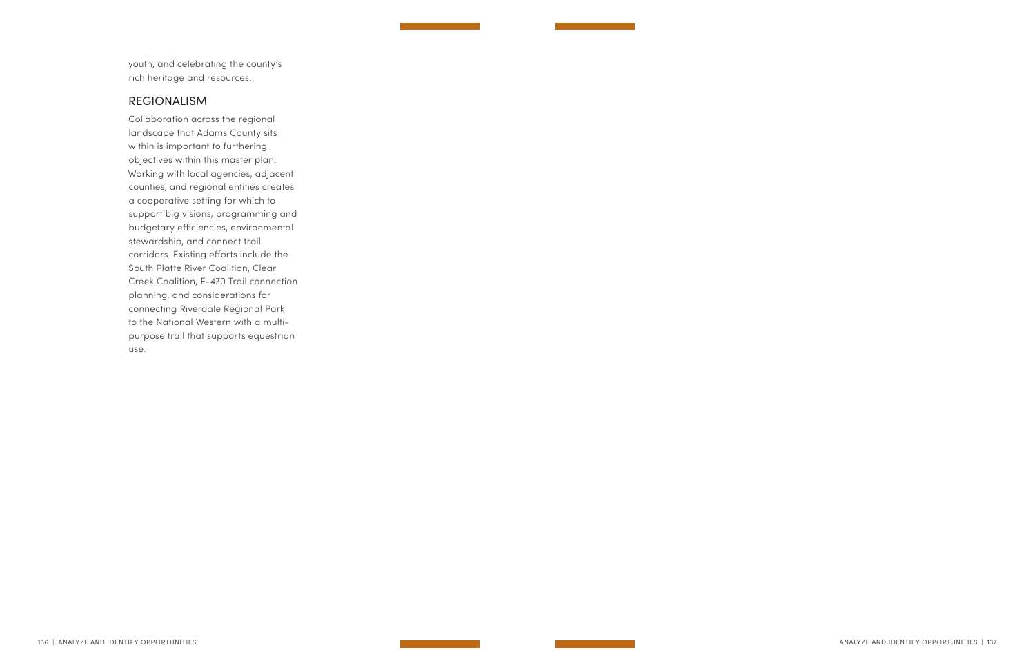youth, and celebrating the county's rich heritage and resources.

## REGIONALISM

Collaboration across the regional landscape that Adams County sits within is important to furthering objectives within this master plan. Working with local agencies, adjacent counties, and regional entities creates a cooperative setting for which to support big visions, programming and budgetary efficiencies, environmental stewardship, and connect trail corridors. Existing efforts include the South Platte River Coalition, Clear Creek Coalition, E-470 Trail connection planning, and considerations for connecting Riverdale Regional Park to the National Western with a multi-purpose trail that supports equestrian use.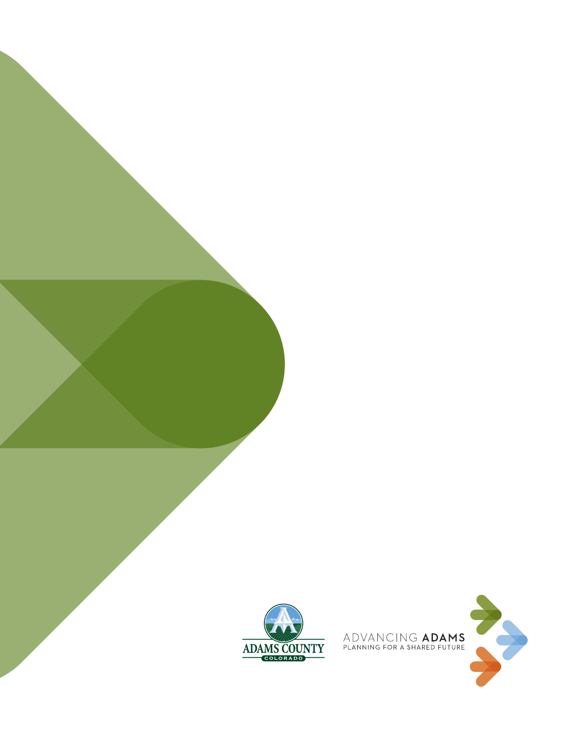ADAMS COUNTY

COLORADO

ADVANCING **ADAMS**

PLANNING FOR A SHARED FUTURE